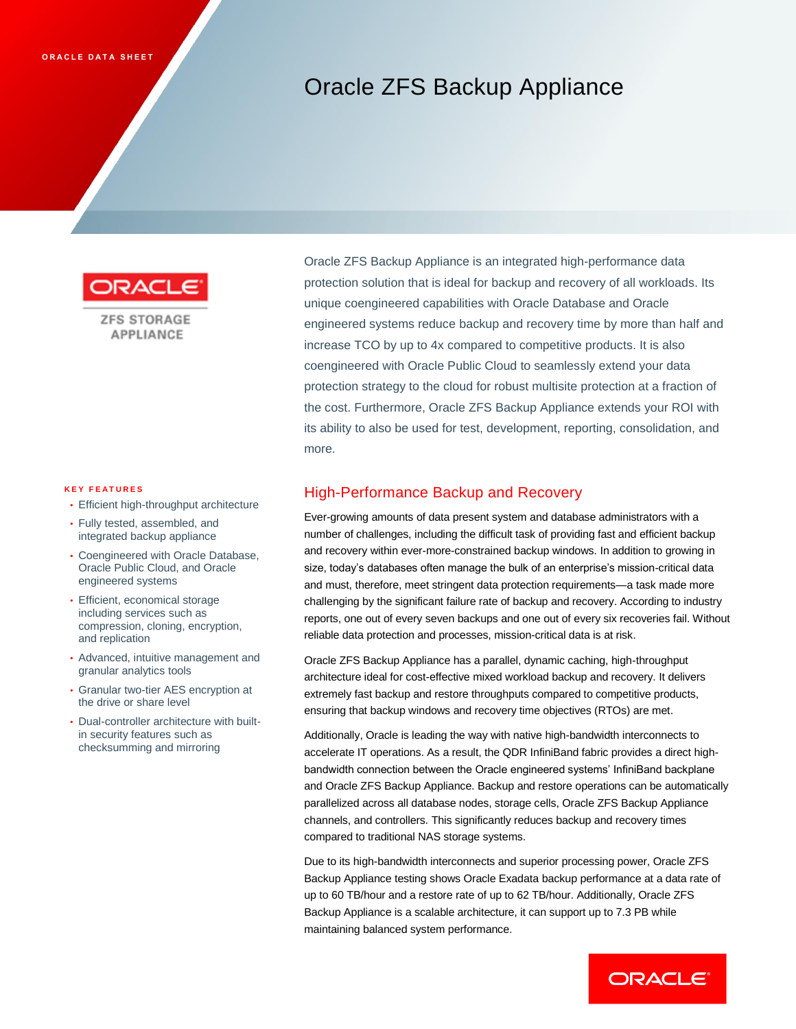ORACLE DATA SHEET

# Oracle ZFS Backup Appliance

ZFS STORAGE APPLIANCE

Oracle ZFS Backup Appliance is an integrated high-performance data protection solution that is ideal for backup and recovery of all workloads. Its unique coengineered capabilities with Oracle Database and Oracle engineered systems reduce backup and recovery time by more than half and increase TCO by up to 4x compared to competitive products. It is also coengineered with Oracle Public Cloud to seamlessly extend your data protection strategy to the cloud for robust multisite protection at a fraction of the cost. Furthermore, Oracle ZFS Backup Appliance extends your ROI with its ability to also be used for test, development, reporting, consolidation, and more.

**KEY FEATURES**

- Efficient high-throughput architecture
- Fully tested, assembled, and integrated backup appliance
- Coengineered with Oracle Database, Oracle Public Cloud, and Oracle engineered systems
- Efficient, economical storage including services such as compression, cloning, encryption, and replication
- Advanced, intuitive management and granular analytics tools
- Granular two-tier AES encryption at the drive or share level
- Dual-controller architecture with built-in security features such as checksumming and mirroring

## High-Performance Backup and Recovery

Ever-growing amounts of data present system and database administrators with a number of challenges, including the difficult task of providing fast and efficient backup and recovery within ever-more-constrained backup windows. In addition to growing in size, today's databases often manage the bulk of an enterprise's mission-critical data and must, therefore, meet stringent data protection requirements—a task made more challenging by the significant failure rate of backup and recovery. According to industry reports, one out of every seven backups and one out of every six recoveries fail. Without reliable data protection and processes, mission-critical data is at risk.

Oracle ZFS Backup Appliance has a parallel, dynamic caching, high-throughput architecture ideal for cost-effective mixed workload backup and recovery. It delivers extremely fast backup and restore throughputs compared to competitive products, ensuring that backup windows and recovery time objectives (RTOs) are met.

Additionally, Oracle is leading the way with native high-bandwidth interconnects to accelerate IT operations. As a result, the QDR InfiniBand fabric provides a direct high-bandwidth connection between the Oracle engineered systems' InfiniBand backplane and Oracle ZFS Backup Appliance. Backup and restore operations can be automatically parallelized across all database nodes, storage cells, Oracle ZFS Backup Appliance channels, and controllers. This significantly reduces backup and recovery times compared to traditional NAS storage systems.

Due to its high-bandwidth interconnects and superior processing power, Oracle ZFS Backup Appliance testing shows Oracle Exadata backup performance at a data rate of up to 60 TB/hour and a restore rate of up to 62 TB/hour. Additionally, Oracle ZFS Backup Appliance is a scalable architecture, it can support up to 7.3 PB while maintaining balanced system performance.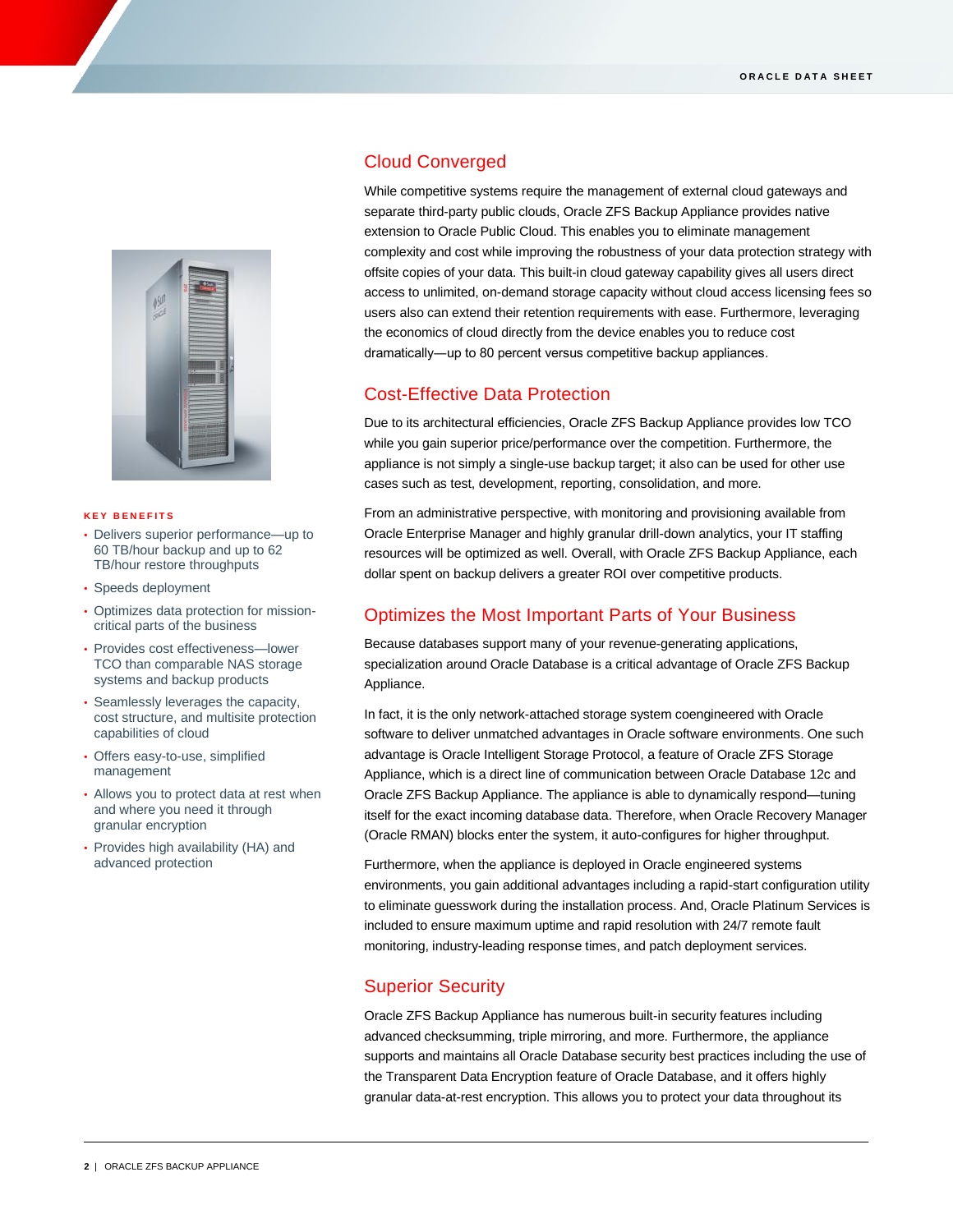**KEY BENEFITS**

- Delivers superior performance—up to 60 TB/hour backup and up to 62 TB/hour restore throughputs
- Speeds deployment
- Optimizes data protection for mission-critical parts of the business
- Provides cost effectiveness—lower TCO than comparable NAS storage systems and backup products
- Seamlessly leverages the capacity, cost structure, and multisite protection capabilities of cloud
- Offers easy-to-use, simplified management
- Allows you to protect data at rest when and where you need it through granular encryption
- Provides high availability (HA) and advanced protection

## Cloud Converged

While competitive systems require the management of external cloud gateways and separate third-party public clouds, Oracle ZFS Backup Appliance provides native extension to Oracle Public Cloud. This enables you to eliminate management complexity and cost while improving the robustness of your data protection strategy with offsite copies of your data. This built-in cloud gateway capability gives all users direct access to unlimited, on-demand storage capacity without cloud access licensing fees so users also can extend their retention requirements with ease. Furthermore, leveraging the economics of cloud directly from the device enables you to reduce cost dramatically—up to 80 percent versus competitive backup appliances.

## Cost-Effective Data Protection

Due to its architectural efficiencies, Oracle ZFS Backup Appliance provides low TCO while you gain superior price/performance over the competition. Furthermore, the appliance is not simply a single-use backup target; it also can be used for other use cases such as test, development, reporting, consolidation, and more.

From an administrative perspective, with monitoring and provisioning available from Oracle Enterprise Manager and highly granular drill-down analytics, your IT staffing resources will be optimized as well. Overall, with Oracle ZFS Backup Appliance, each dollar spent on backup delivers a greater ROI over competitive products.

## Optimizes the Most Important Parts of Your Business

Because databases support many of your revenue-generating applications, specialization around Oracle Database is a critical advantage of Oracle ZFS Backup Appliance.

In fact, it is the only network-attached storage system coengineered with Oracle software to deliver unmatched advantages in Oracle software environments. One such advantage is Oracle Intelligent Storage Protocol, a feature of Oracle ZFS Storage Appliance, which is a direct line of communication between Oracle Database 12c and Oracle ZFS Backup Appliance. The appliance is able to dynamically respond—tuning itself for the exact incoming database data. Therefore, when Oracle Recovery Manager (Oracle RMAN) blocks enter the system, it auto-configures for higher throughput.

Furthermore, when the appliance is deployed in Oracle engineered systems environments, you gain additional advantages including a rapid-start configuration utility to eliminate guesswork during the installation process. And, Oracle Platinum Services is included to ensure maximum uptime and rapid resolution with 24/7 remote fault monitoring, industry-leading response times, and patch deployment services.

## Superior Security

Oracle ZFS Backup Appliance has numerous built-in security features including advanced checksumming, triple mirroring, and more. Furthermore, the appliance supports and maintains all Oracle Database security best practices including the use of the Transparent Data Encryption feature of Oracle Database, and it offers highly granular data-at-rest encryption. This allows you to protect your data throughout its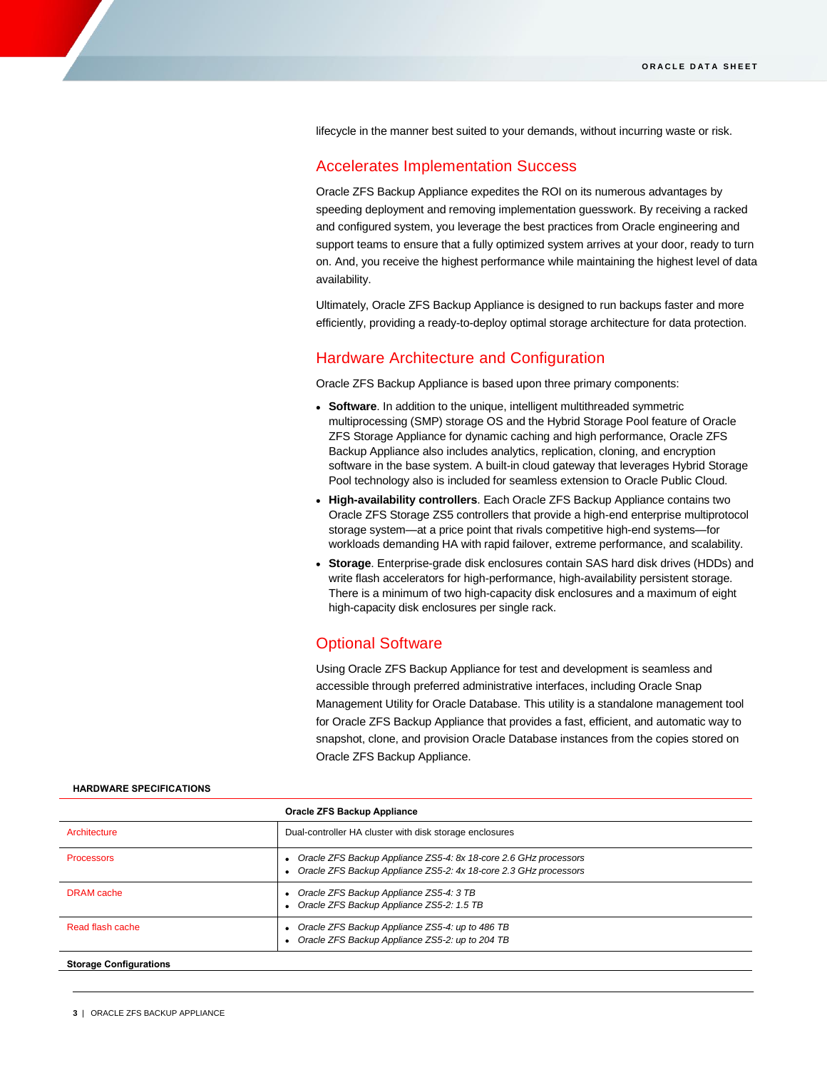lifecycle in the manner best suited to your demands, without incurring waste or risk.

## Accelerates Implementation Success

Oracle ZFS Backup Appliance expedites the ROI on its numerous advantages by speeding deployment and removing implementation guesswork. By receiving a racked and configured system, you leverage the best practices from Oracle engineering and support teams to ensure that a fully optimized system arrives at your door, ready to turn on. And, you receive the highest performance while maintaining the highest level of data availability.

Ultimately, Oracle ZFS Backup Appliance is designed to run backups faster and more efficiently, providing a ready-to-deploy optimal storage architecture for data protection.

## Hardware Architecture and Configuration

Oracle ZFS Backup Appliance is based upon three primary components:

- **Software**. In addition to the unique, intelligent multithreaded symmetric multiprocessing (SMP) storage OS and the Hybrid Storage Pool feature of Oracle ZFS Storage Appliance for dynamic caching and high performance, Oracle ZFS Backup Appliance also includes analytics, replication, cloning, and encryption software in the base system. A built-in cloud gateway that leverages Hybrid Storage Pool technology also is included for seamless extension to Oracle Public Cloud.
- **High-availability controllers**. Each Oracle ZFS Backup Appliance contains two Oracle ZFS Storage ZS5 controllers that provide a high-end enterprise multiprotocol storage system—at a price point that rivals competitive high-end systems—for workloads demanding HA with rapid failover, extreme performance, and scalability.
- **Storage**. Enterprise-grade disk enclosures contain SAS hard disk drives (HDDs) and write flash accelerators for high-performance, high-availability persistent storage. There is a minimum of two high-capacity disk enclosures and a maximum of eight high-capacity disk enclosures per single rack.

## Optional Software

Using Oracle ZFS Backup Appliance for test and development is seamless and accessible through preferred administrative interfaces, including Oracle Snap Management Utility for Oracle Database. This utility is a standalone management tool for Oracle ZFS Backup Appliance that provides a fast, efficient, and automatic way to snapshot, clone, and provision Oracle Database instances from the copies stored on Oracle ZFS Backup Appliance.

**HARDWARE SPECIFICATIONS**

| | **Oracle ZFS Backup Appliance** |
|---|---|
| Architecture | Dual-controller HA cluster with disk storage enclosures |
| Processors | • *Oracle ZFS Backup Appliance ZS5-4: 8x 18-core 2.6 GHz processors*<br>• *Oracle ZFS Backup Appliance ZS5-2: 4x 18-core 2.3 GHz processors* |
| DRAM cache | • *Oracle ZFS Backup Appliance ZS5-4: 3 TB*<br>• *Oracle ZFS Backup Appliance ZS5-2: 1.5 TB* |
| Read flash cache | • *Oracle ZFS Backup Appliance ZS5-4: up to 486 TB*<br>• *Oracle ZFS Backup Appliance ZS5-2: up to 204 TB* |
| **Storage Configurations** | |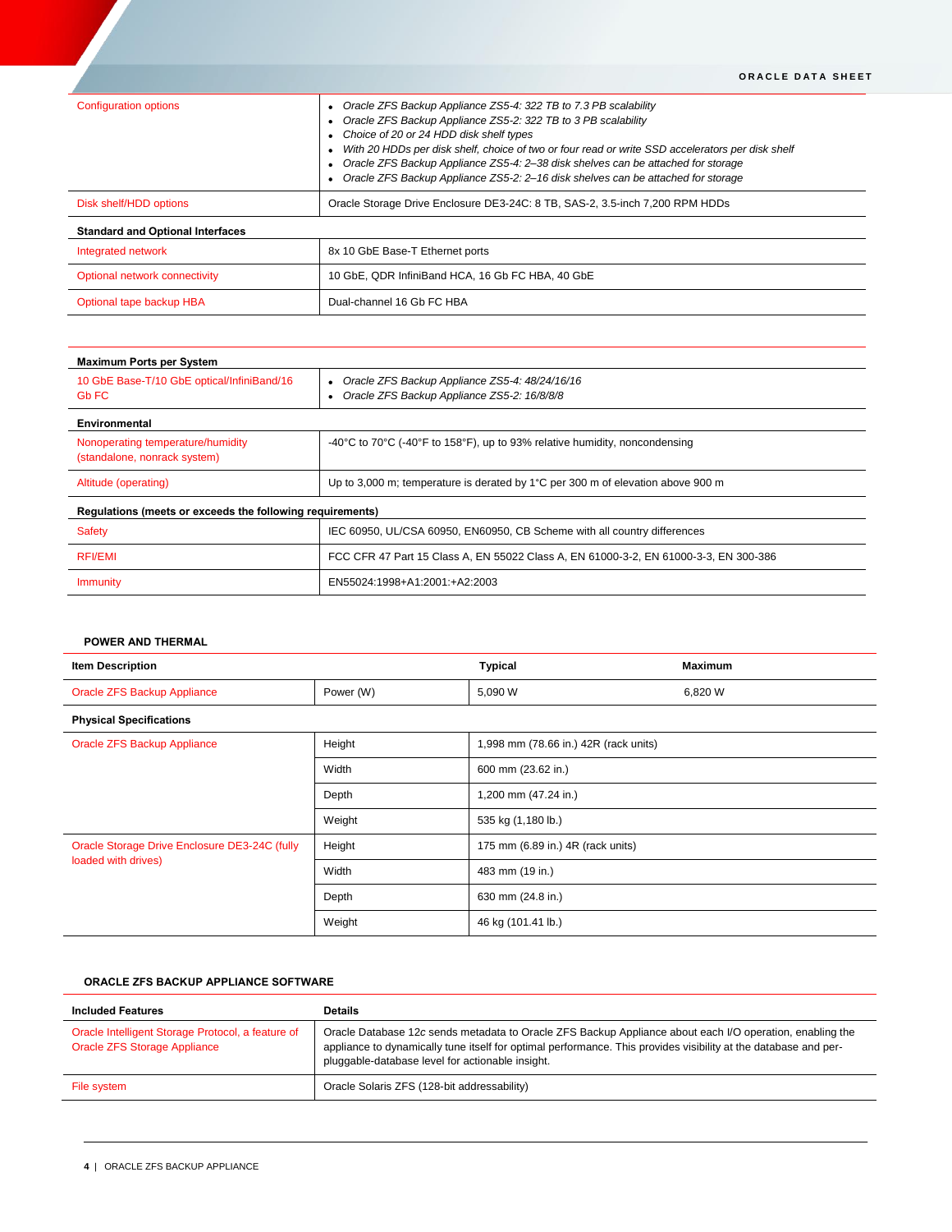| | |
|---|---|
| Configuration options | • *Oracle ZFS Backup Appliance ZS5-4: 322 TB to 7.3 PB scalability*<br>• *Oracle ZFS Backup Appliance ZS5-2: 322 TB to 3 PB scalability*<br>• *Choice of 20 or 24 HDD disk shelf types*<br>• *With 20 HDDs per disk shelf, choice of two or four read or write SSD accelerators per disk shelf*<br>• *Oracle ZFS Backup Appliance ZS5-4: 2–38 disk shelves can be attached for storage*<br>• *Oracle ZFS Backup Appliance ZS5-2: 2–16 disk shelves can be attached for storage* |
| Disk shelf/HDD options | Oracle Storage Drive Enclosure DE3-24C: 8 TB, SAS-2, 3.5-inch 7,200 RPM HDDs |
| **Standard and Optional Interfaces** | |
| Integrated network | 8x 10 GbE Base-T Ethernet ports |
| Optional network connectivity | 10 GbE, QDR InfiniBand HCA, 16 Gb FC HBA, 40 GbE |
| Optional tape backup HBA | Dual-channel 16 Gb FC HBA |

| | |
|---|---|
| **Maximum Ports per System** | |
| 10 GbE Base-T/10 GbE optical/InfiniBand/16 Gb FC | • *Oracle ZFS Backup Appliance ZS5-4: 48/24/16/16*<br>• *Oracle ZFS Backup Appliance ZS5-2: 16/8/8/8* |
| **Environmental** | |
| Nonoperating temperature/humidity (standalone, nonrack system) | -40°C to 70°C (-40°F to 158°F), up to 93% relative humidity, noncondensing |
| Altitude (operating) | Up to 3,000 m; temperature is derated by 1°C per 300 m of elevation above 900 m |
| **Regulations (meets or exceeds the following requirements)** | |
| Safety | IEC 60950, UL/CSA 60950, EN60950, CB Scheme with all country differences |
| RFI/EMI | FCC CFR 47 Part 15 Class A, EN 55022 Class A, EN 61000-3-2, EN 61000-3-3, EN 300-386 |
| Immunity | EN55024:1998+A1:2001:+A2:2003 |

## POWER AND THERMAL

| Item Description | | Typical | Maximum |
|---|---|---|---|
| Oracle ZFS Backup Appliance | Power (W) | 5,090 W | 6,820 W |
| **Physical Specifications** | | | |
| Oracle ZFS Backup Appliance | Height | 1,998 mm (78.66 in.) 42R (rack units) | |
| | Width | 600 mm (23.62 in.) | |
| | Depth | 1,200 mm (47.24 in.) | |
| | Weight | 535 kg (1,180 lb.) | |
| Oracle Storage Drive Enclosure DE3-24C (fully loaded with drives) | Height | 175 mm (6.89 in.) 4R (rack units) | |
| | Width | 483 mm (19 in.) | |
| | Depth | 630 mm (24.8 in.) | |
| | Weight | 46 kg (101.41 lb.) | |

## ORACLE ZFS BACKUP APPLIANCE SOFTWARE

| Included Features | Details |
|---|---|
| Oracle Intelligent Storage Protocol, a feature of Oracle ZFS Storage Appliance | Oracle Database 12c sends metadata to Oracle ZFS Backup Appliance about each I/O operation, enabling the appliance to dynamically tune itself for optimal performance. This provides visibility at the database and per-pluggable-database level for actionable insight. |
| File system | Oracle Solaris ZFS (128-bit addressability) |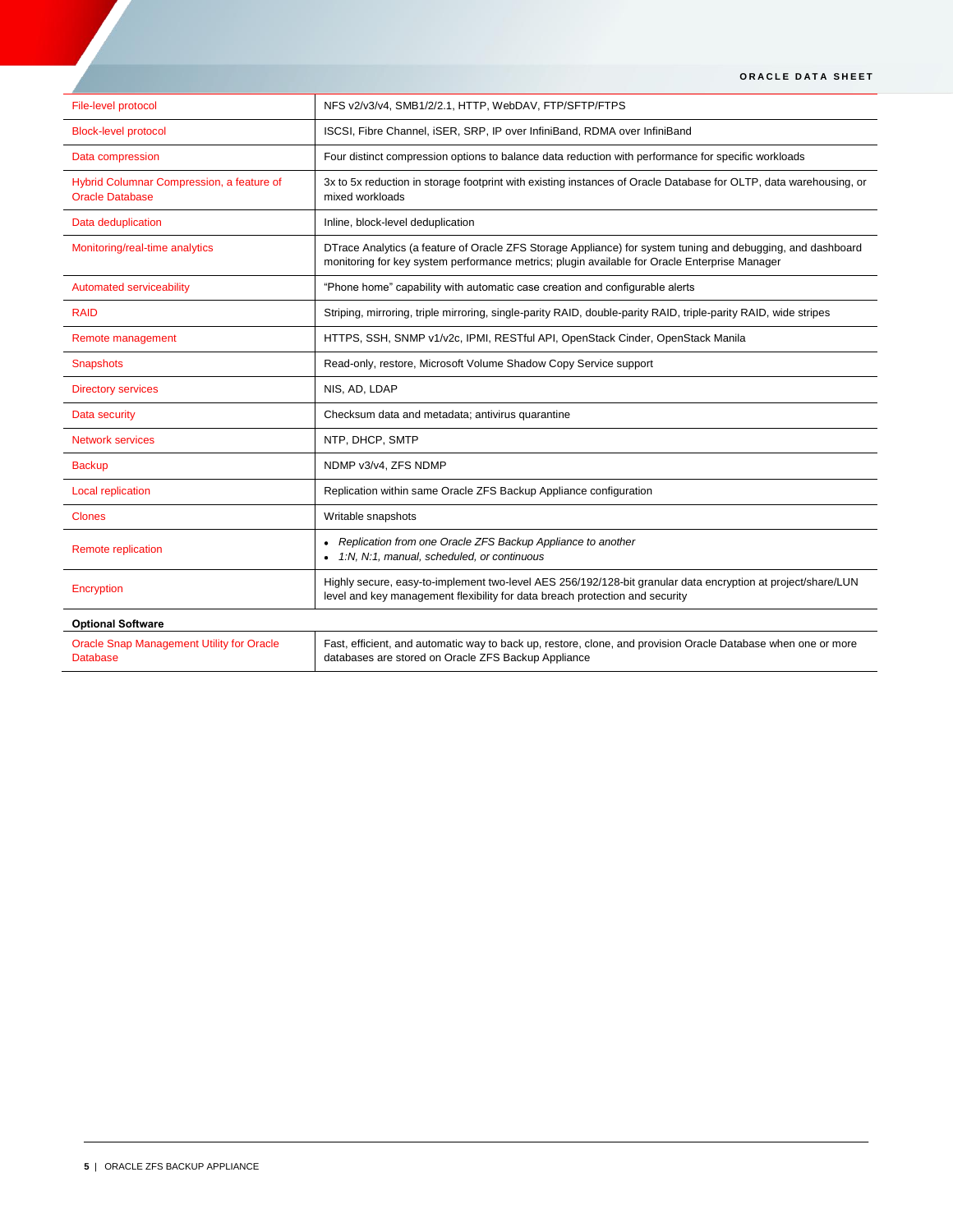| | |
|---|---|
| File-level protocol | NFS v2/v3/v4, SMB1/2/2.1, HTTP, WebDAV, FTP/SFTP/FTPS |
| Block-level protocol | ISCSI, Fibre Channel, iSER, SRP, IP over InfiniBand, RDMA over InfiniBand |
| Data compression | Four distinct compression options to balance data reduction with performance for specific workloads |
| Hybrid Columnar Compression, a feature of Oracle Database | 3x to 5x reduction in storage footprint with existing instances of Oracle Database for OLTP, data warehousing, or mixed workloads |
| Data deduplication | Inline, block-level deduplication |
| Monitoring/real-time analytics | DTrace Analytics (a feature of Oracle ZFS Storage Appliance) for system tuning and debugging, and dashboard monitoring for key system performance metrics; plugin available for Oracle Enterprise Manager |
| Automated serviceability | "Phone home" capability with automatic case creation and configurable alerts |
| RAID | Striping, mirroring, triple mirroring, single-parity RAID, double-parity RAID, triple-parity RAID, wide stripes |
| Remote management | HTTPS, SSH, SNMP v1/v2c, IPMI, RESTful API, OpenStack Cinder, OpenStack Manila |
| Snapshots | Read-only, restore, Microsoft Volume Shadow Copy Service support |
| Directory services | NIS, AD, LDAP |
| Data security | Checksum data and metadata; antivirus quarantine |
| Network services | NTP, DHCP, SMTP |
| Backup | NDMP v3/v4, ZFS NDMP |
| Local replication | Replication within same Oracle ZFS Backup Appliance configuration |
| Clones | Writable snapshots |
| Remote replication | • *Replication from one Oracle ZFS Backup Appliance to another*<br>• *1:N, N:1, manual, scheduled, or continuous* |
| Encryption | Highly secure, easy-to-implement two-level AES 256/192/128-bit granular data encryption at project/share/LUN level and key management flexibility for data breach protection and security |
| **Optional Software** | |
| Oracle Snap Management Utility for Oracle Database | Fast, efficient, and automatic way to back up, restore, clone, and provision Oracle Database when one or more databases are stored on Oracle ZFS Backup Appliance |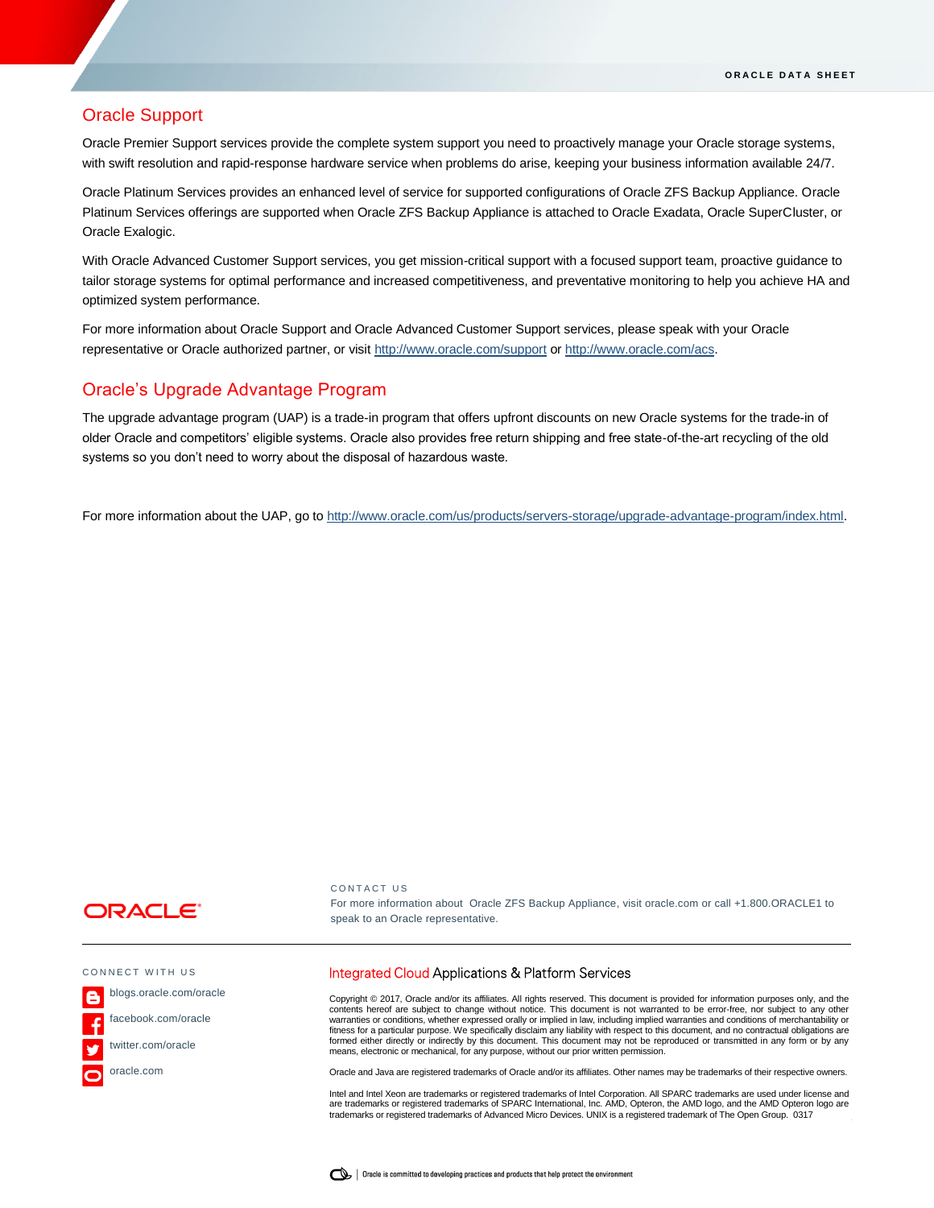## Oracle Support

Oracle Premier Support services provide the complete system support you need to proactively manage your Oracle storage systems, with swift resolution and rapid-response hardware service when problems do arise, keeping your business information available 24/7.

Oracle Platinum Services provides an enhanced level of service for supported configurations of Oracle ZFS Backup Appliance. Oracle Platinum Services offerings are supported when Oracle ZFS Backup Appliance is attached to Oracle Exadata, Oracle SuperCluster, or Oracle Exalogic.

With Oracle Advanced Customer Support services, you get mission-critical support with a focused support team, proactive guidance to tailor storage systems for optimal performance and increased competitiveness, and preventative monitoring to help you achieve HA and optimized system performance.

For more information about Oracle Support and Oracle Advanced Customer Support services, please speak with your Oracle representative or Oracle authorized partner, or visit http://www.oracle.com/support or http://www.oracle.com/acs.

## Oracle's Upgrade Advantage Program

The upgrade advantage program (UAP) is a trade-in program that offers upfront discounts on new Oracle systems for the trade-in of older Oracle and competitors' eligible systems. Oracle also provides free return shipping and free state-of-the-art recycling of the old systems so you don't need to worry about the disposal of hazardous waste.

For more information about the UAP, go to http://www.oracle.com/us/products/servers-storage/upgrade-advantage-program/index.html.

ORACLE

CONTACT US

For more information about Oracle ZFS Backup Appliance, visit oracle.com or call +1.800.ORACLE1 to speak to an Oracle representative.

CONNECT WITH US

- blogs.oracle.com/oracle
- facebook.com/oracle
- twitter.com/oracle
- oracle.com

Integrated Cloud Applications & Platform Services

Copyright © 2017, Oracle and/or its affiliates. All rights reserved. This document is provided for information purposes only, and the contents hereof are subject to change without notice. This document is not warranted to be error-free, nor subject to any other warranties or conditions, whether expressed orally or implied in law, including implied warranties and conditions of merchantability or fitness for a particular purpose. We specifically disclaim any liability with respect to this document, and no contractual obligations are formed either directly or indirectly by this document. This document may not be reproduced or transmitted in any form or by any means, electronic or mechanical, for any purpose, without our prior written permission.

Oracle and Java are registered trademarks of Oracle and/or its affiliates. Other names may be trademarks of their respective owners.

Intel and Intel Xeon are trademarks or registered trademarks of Intel Corporation. All SPARC trademarks are used under license and are trademarks or registered trademarks of SPARC International, Inc. AMD, Opteron, the AMD logo, and the AMD Opteron logo are trademarks or registered trademarks of Advanced Micro Devices. UNIX is a registered trademark of The Open Group. 0317

Oracle is committed to developing practices and products that help protect the environment